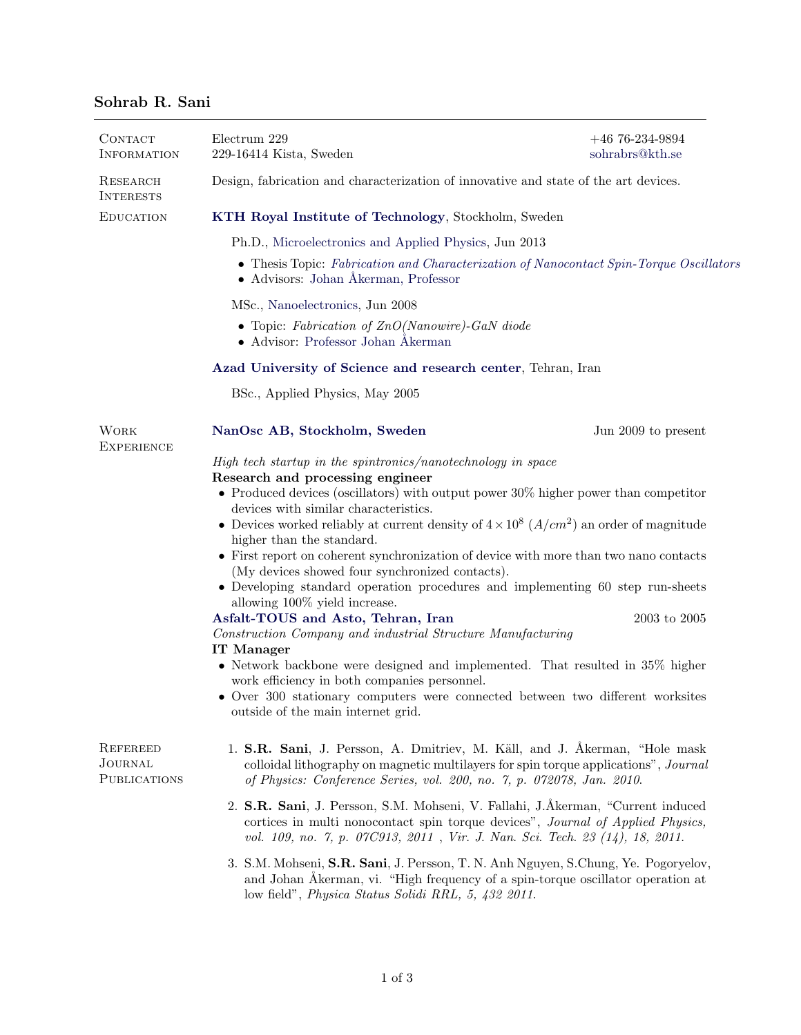# Sohrab R. Sani

---

## Contact Information

Electrum 229
229-16414 Kista, Sweden

+46 76-234-9894
sohrabrs@kth.se

## Research Interests

Design, fabrication and characterization of innovative and state of the art devices.

## Education

**KTH Royal Institute of Technology**, Stockholm, Sweden

Ph.D., Microelectronics and Applied Physics, Jun 2013

- Thesis Topic: *Fabrication and Characterization of Nanocontact Spin-Torque Oscillators*
- Advisors: Johan Åkerman, Professor

MSc., Nanoelectronics, Jun 2008

- Topic: *Fabrication of ZnO(Nanowire)-GaN diode*
- Advisor: Professor Johan Åkerman

**Azad University of Science and research center**, Tehran, Iran

BSc., Applied Physics, May 2005

## Work Experience

**NanOsc AB, Stockholm, Sweden** — Jun 2009 to present

*High tech startup in the spintronics/nanotechnology in space*

**Research and processing engineer**

- Produced devices (oscillators) with output power 30% higher power than competitor devices with similar characteristics.
- Devices worked reliably at current density of $4 \times 10^8$ ($A/cm^2$) an order of magnitude higher than the standard.
- First report on coherent synchronization of device with more than two nano contacts (My devices showed four synchronized contacts).
- Developing standard operation procedures and implementing 60 step run-sheets allowing 100% yield increase.

**Asfalt-TOUS and Asto, Tehran, Iran** — 2003 to 2005

*Construction Company and industrial Structure Manufacturing*

**IT Manager**

- Network backbone were designed and implemented. That resulted in 35% higher work efficiency in both companies personnel.
- Over 300 stationary computers were connected between two different worksites outside of the main internet grid.

## Refereed Journal Publications

1. **S.R. Sani**, J. Persson, A. Dmitriev, M. Käll, and J. Åkerman, "Hole mask colloidal lithography on magnetic multilayers for spin torque applications", *Journal of Physics: Conference Series, vol. 200, no. 7, p. 072078, Jan. 2010.*
2. **S.R. Sani**, J. Persson, S.M. Mohseni, V. Fallahi, J.Åkerman, "Current induced cortices in multi nonocontact spin torque devices", *Journal of Applied Physics, vol. 109, no. 7, p. 07C913, 2011 , Vir. J. Nan. Sci. Tech. 23 (14), 18, 2011.*
3. S.M. Mohseni, **S.R. Sani**, J. Persson, T. N. Anh Nguyen, S.Chung, Ye. Pogoryelov, and Johan Åkerman, vi. "High frequency of a spin-torque oscillator operation at low field", *Physica Status Solidi RRL, 5, 432 2011.*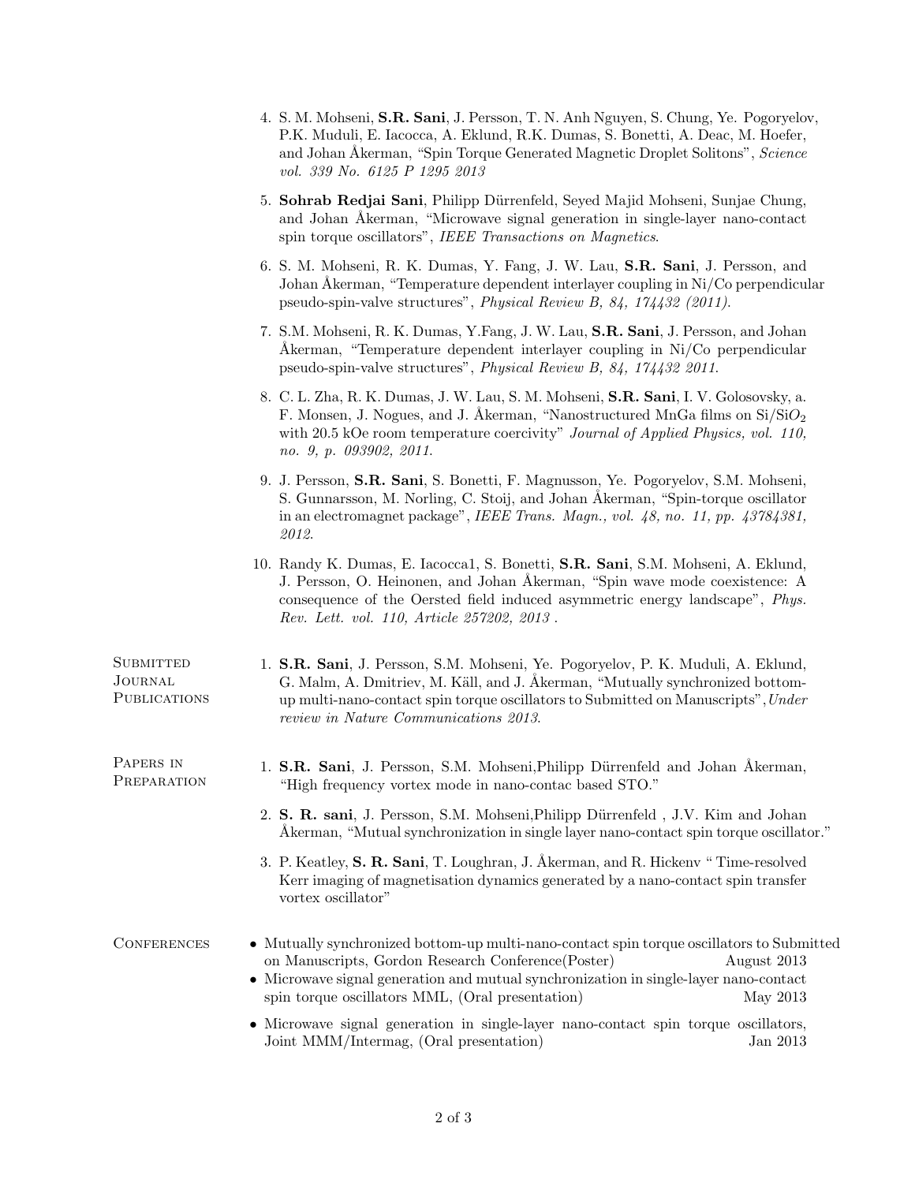4. S. M. Mohseni, **S.R. Sani**, J. Persson, T. N. Anh Nguyen, S. Chung, Ye. Pogoryelov, P.K. Muduli, E. Iacocca, A. Eklund, R.K. Dumas, S. Bonetti, A. Deac, M. Hoefer, and Johan Åkerman, "Spin Torque Generated Magnetic Droplet Solitons", *Science vol. 339 No. 6125 P 1295 2013*
5. **Sohrab Redjai Sani**, Philipp Dürrenfeld, Seyed Majid Mohseni, Sunjae Chung, and Johan Åkerman, "Microwave signal generation in single-layer nano-contact spin torque oscillators", *IEEE Transactions on Magnetics*.
6. S. M. Mohseni, R. K. Dumas, Y. Fang, J. W. Lau, **S.R. Sani**, J. Persson, and Johan Åkerman, "Temperature dependent interlayer coupling in Ni/Co perpendicular pseudo-spin-valve structures", *Physical Review B, 84, 174432 (2011).*
7. S.M. Mohseni, R. K. Dumas, Y.Fang, J. W. Lau, **S.R. Sani**, J. Persson, and Johan Åkerman, "Temperature dependent interlayer coupling in Ni/Co perpendicular pseudo-spin-valve structures", *Physical Review B, 84, 174432 2011.*
8. C. L. Zha, R. K. Dumas, J. W. Lau, S. M. Mohseni, **S.R. Sani**, I. V. Golosovsky, a. F. Monsen, J. Nogues, and J. Åkerman, "Nanostructured MnGa films on Si/Si$O_2$ with 20.5 kOe room temperature coercivity" *Journal of Applied Physics, vol. 110, no. 9, p. 093902, 2011.*
9. J. Persson, **S.R. Sani**, S. Bonetti, F. Magnusson, Ye. Pogoryelov, S.M. Mohseni, S. Gunnarsson, M. Norling, C. Stoij, and Johan Åkerman, "Spin-torque oscillator in an electromagnet package", *IEEE Trans. Magn., vol. 48, no. 11, pp. 43784381, 2012.*
10. Randy K. Dumas, E. Iacocca1, S. Bonetti, **S.R. Sani**, S.M. Mohseni, A. Eklund, J. Persson, O. Heinonen, and Johan Åkerman, "Spin wave mode coexistence: A consequence of the Oersted field induced asymmetric energy landscape", *Phys. Rev. Lett. vol. 110, Article 257202, 2013 .*

## Submitted Journal Publications

1. **S.R. Sani**, J. Persson, S.M. Mohseni, Ye. Pogoryelov, P. K. Muduli, A. Eklund, G. Malm, A. Dmitriev, M. Käll, and J. Åkerman, "Mutually synchronized bottom-up multi-nano-contact spin torque oscillators to Submitted on Manuscripts",*Under review in Nature Communications 2013*.

## Papers in Preparation

1. **S.R. Sani**, J. Persson, S.M. Mohseni,Philipp Dürrenfeld and Johan Åkerman, "High frequency vortex mode in nano-contac based STO."
2. **S. R. sani**, J. Persson, S.M. Mohseni,Philipp Dürrenfeld , J.V. Kim and Johan Åkerman, "Mutual synchronization in single layer nano-contact spin torque oscillator."
3. P. Keatley, **S. R. Sani**, T. Loughran, J. Åkerman, and R. Hickenv " Time-resolved Kerr imaging of magnetisation dynamics generated by a nano-contact spin transfer vortex oscillator"

## Conferences

- Mutually synchronized bottom-up multi-nano-contact spin torque oscillators to Submitted on Manuscripts, Gordon Research Conference(Poster) August 2013
- Microwave signal generation and mutual synchronization in single-layer nano-contact spin torque oscillators MML, (Oral presentation) May 2013
- Microwave signal generation in single-layer nano-contact spin torque oscillators, Joint MMM/Intermag, (Oral presentation) Jan 2013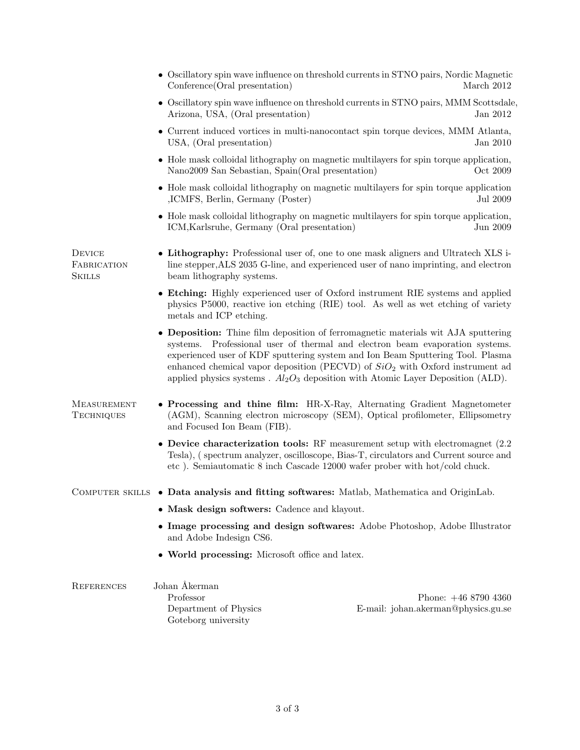- Oscillatory spin wave influence on threshold currents in STNO pairs, Nordic Magnetic Conference(Oral presentation) March 2012
- Oscillatory spin wave influence on threshold currents in STNO pairs, MMM Scottsdale, Arizona, USA, (Oral presentation) Jan 2012
- Current induced vortices in multi-nanocontact spin torque devices, MMM Atlanta, USA, (Oral presentation) Jan 2010
- Hole mask colloidal lithography on magnetic multilayers for spin torque application, Nano2009 San Sebastian, Spain(Oral presentation) Oct 2009
- Hole mask colloidal lithography on magnetic multilayers for spin torque application ,ICMFS, Berlin, Germany (Poster) Jul 2009
- Hole mask colloidal lithography on magnetic multilayers for spin torque application, ICM,Karlsruhe, Germany (Oral presentation) Jun 2009

## Device Fabrication Skills

- **Lithography:** Professional user of, one to one mask aligners and Ultratech XLS i-line stepper,ALS 2035 G-line, and experienced user of nano imprinting, and electron beam lithography systems.
- **Etching:** Highly experienced user of Oxford instrument RIE systems and applied physics P5000, reactive ion etching (RIE) tool. As well as wet etching of variety metals and ICP etching.
- **Deposition:** Thine film deposition of ferromagnetic materials wit AJA sputtering systems. Professional user of thermal and electron beam evaporation systems. experienced user of KDF sputtering system and Ion Beam Sputtering Tool. Plasma enhanced chemical vapor deposition (PECVD) of $SiO_2$ with Oxford instrument ad applied physics systems . $Al_2O_3$ deposition with Atomic Layer Deposition (ALD).

## Measurement Techniques

- **Processing and thine film:** HR-X-Ray, Alternating Gradient Magnetometer (AGM), Scanning electron microscopy (SEM), Optical profilometer, Ellipsometry and Focused Ion Beam (FIB).
- **Device characterization tools:** RF measurement setup with electromagnet (2.2 Tesla), ( spectrum analyzer, oscilloscope, Bias-T, circulators and Current source and etc ). Semiautomatic 8 inch Cascade 12000 wafer prober with hot/cold chuck.

## Computer skills

- **Data analysis and fitting softwares:** Matlab, Mathematica and OriginLab.
- **Mask design softwers:** Cadence and klayout.
- **Image processing and design softwares:** Adobe Photoshop, Adobe Illustrator and Adobe Indesign CS6.
- **World processing:** Microsoft office and latex.

## References

Johan Åkerman
Professor
Department of Physics
Goteborg university
Phone: +46 8790 4360
E-mail: johan.akerman@physics.gu.se